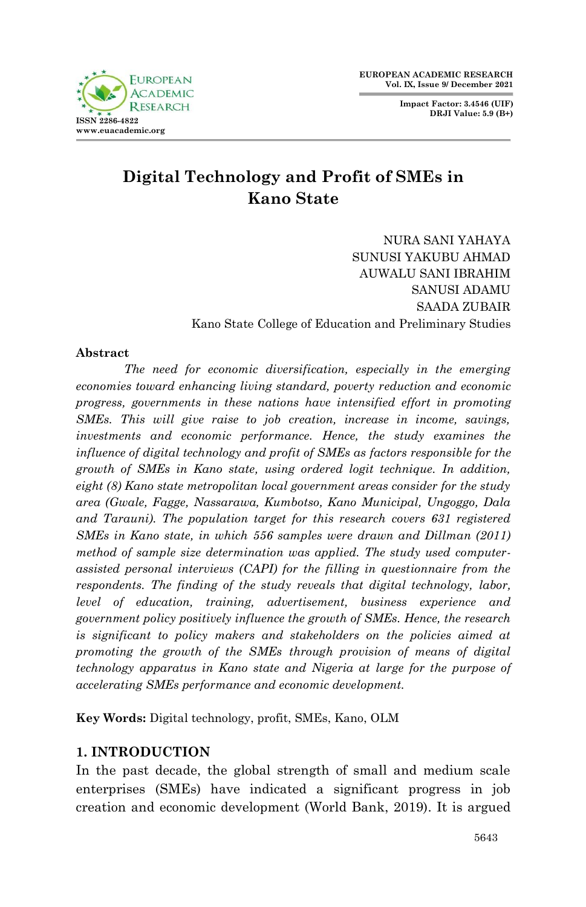# Digital Technology and Profit of SMEs in Kano State

NURA SANI YAHAYA
SUNUSI YAKUBU AHMAD
AUWALU SANI IBRAHIM
SANUSI ADAMU
SAADA ZUBAIR
Kano State College of Education and Preliminary Studies

## Abstract

*The need for economic diversification, especially in the emerging economies toward enhancing living standard, poverty reduction and economic progress, governments in these nations have intensified effort in promoting SMEs. This will give raise to job creation, increase in income, savings, investments and economic performance. Hence, the study examines the influence of digital technology and profit of SMEs as factors responsible for the growth of SMEs in Kano state, using ordered logit technique. In addition, eight (8) Kano state metropolitan local government areas consider for the study area (Gwale, Fagge, Nassarawa, Kumbotso, Kano Municipal, Ungoggo, Dala and Tarauni). The population target for this research covers 631 registered SMEs in Kano state, in which 556 samples were drawn and Dillman (2011) method of sample size determination was applied. The study used computer-assisted personal interviews (CAPI) for the filling in questionnaire from the respondents. The finding of the study reveals that digital technology, labor, level of education, training, advertisement, business experience and government policy positively influence the growth of SMEs. Hence, the research is significant to policy makers and stakeholders on the policies aimed at promoting the growth of the SMEs through provision of means of digital technology apparatus in Kano state and Nigeria at large for the purpose of accelerating SMEs performance and economic development.*

**Key Words:** Digital technology, profit, SMEs, Kano, OLM

## 1. INTRODUCTION

In the past decade, the global strength of small and medium scale enterprises (SMEs) have indicated a significant progress in job creation and economic development (World Bank, 2019). It is argued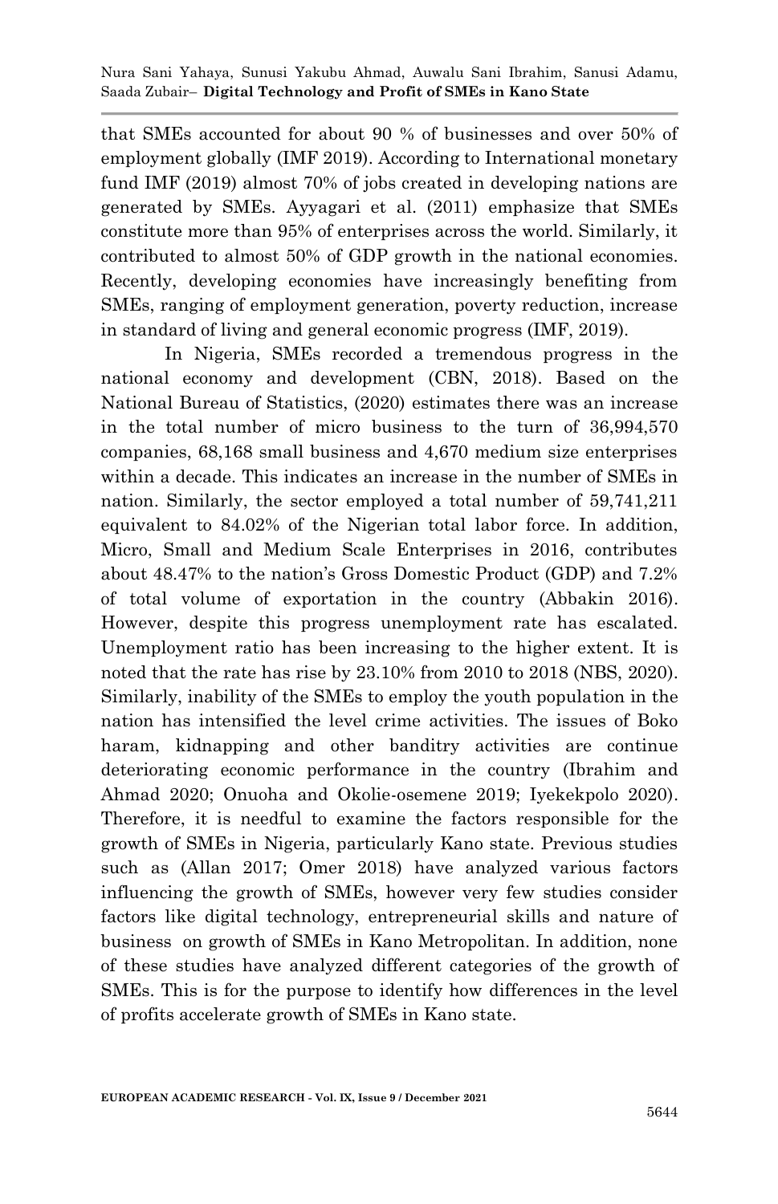that SMEs accounted for about 90 % of businesses and over 50% of employment globally (IMF 2019). According to International monetary fund IMF (2019) almost 70% of jobs created in developing nations are generated by SMEs. Ayyagari et al. (2011) emphasize that SMEs constitute more than 95% of enterprises across the world. Similarly, it contributed to almost 50% of GDP growth in the national economies. Recently, developing economies have increasingly benefiting from SMEs, ranging of employment generation, poverty reduction, increase in standard of living and general economic progress (IMF, 2019).

In Nigeria, SMEs recorded a tremendous progress in the national economy and development (CBN, 2018). Based on the National Bureau of Statistics, (2020) estimates there was an increase in the total number of micro business to the turn of 36,994,570 companies, 68,168 small business and 4,670 medium size enterprises within a decade. This indicates an increase in the number of SMEs in nation. Similarly, the sector employed a total number of 59,741,211 equivalent to 84.02% of the Nigerian total labor force. In addition, Micro, Small and Medium Scale Enterprises in 2016, contributes about 48.47% to the nation's Gross Domestic Product (GDP) and 7.2% of total volume of exportation in the country (Abbakin 2016). However, despite this progress unemployment rate has escalated. Unemployment ratio has been increasing to the higher extent. It is noted that the rate has rise by 23.10% from 2010 to 2018 (NBS, 2020). Similarly, inability of the SMEs to employ the youth population in the nation has intensified the level crime activities. The issues of Boko haram, kidnapping and other banditry activities are continue deteriorating economic performance in the country (Ibrahim and Ahmad 2020; Onuoha and Okolie-osemene 2019; Iyekekpolo 2020). Therefore, it is needful to examine the factors responsible for the growth of SMEs in Nigeria, particularly Kano state. Previous studies such as (Allan 2017; Omer 2018) have analyzed various factors influencing the growth of SMEs, however very few studies consider factors like digital technology, entrepreneurial skills and nature of business on growth of SMEs in Kano Metropolitan. In addition, none of these studies have analyzed different categories of the growth of SMEs. This is for the purpose to identify how differences in the level of profits accelerate growth of SMEs in Kano state.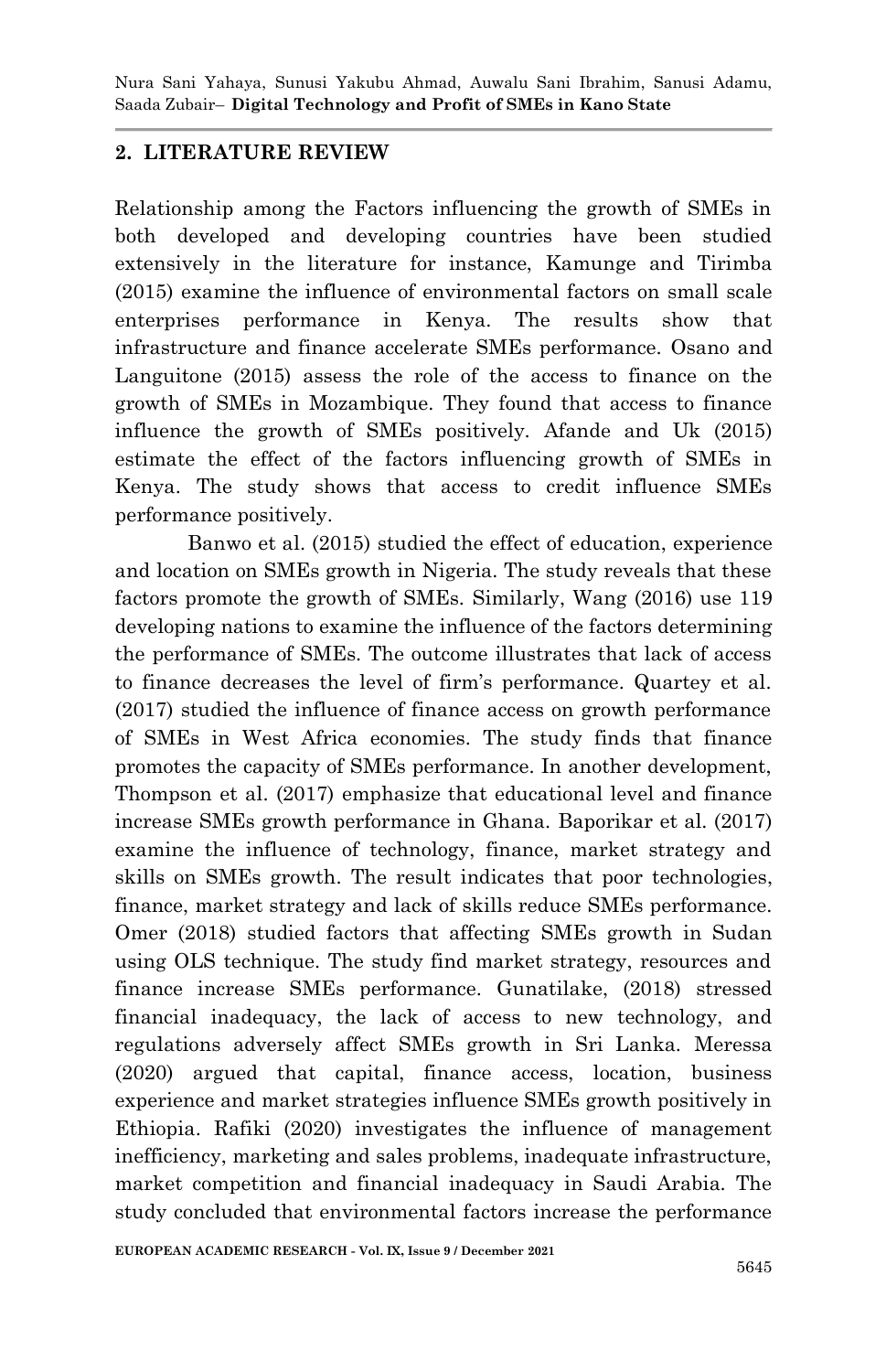## 2. LITERATURE REVIEW

Relationship among the Factors influencing the growth of SMEs in both developed and developing countries have been studied extensively in the literature for instance, Kamunge and Tirimba (2015) examine the influence of environmental factors on small scale enterprises performance in Kenya. The results show that infrastructure and finance accelerate SMEs performance. Osano and Languitone (2015) assess the role of the access to finance on the growth of SMEs in Mozambique. They found that access to finance influence the growth of SMEs positively. Afande and Uk (2015) estimate the effect of the factors influencing growth of SMEs in Kenya. The study shows that access to credit influence SMEs performance positively.

Banwo et al. (2015) studied the effect of education, experience and location on SMEs growth in Nigeria. The study reveals that these factors promote the growth of SMEs. Similarly, Wang (2016) use 119 developing nations to examine the influence of the factors determining the performance of SMEs. The outcome illustrates that lack of access to finance decreases the level of firm's performance. Quartey et al. (2017) studied the influence of finance access on growth performance of SMEs in West Africa economies. The study finds that finance promotes the capacity of SMEs performance. In another development, Thompson et al. (2017) emphasize that educational level and finance increase SMEs growth performance in Ghana. Baporikar et al. (2017) examine the influence of technology, finance, market strategy and skills on SMEs growth. The result indicates that poor technologies, finance, market strategy and lack of skills reduce SMEs performance. Omer (2018) studied factors that affecting SMEs growth in Sudan using OLS technique. The study find market strategy, resources and finance increase SMEs performance. Gunatilake, (2018) stressed financial inadequacy, the lack of access to new technology, and regulations adversely affect SMEs growth in Sri Lanka. Meressa (2020) argued that capital, finance access, location, business experience and market strategies influence SMEs growth positively in Ethiopia. Rafiki (2020) investigates the influence of management inefficiency, marketing and sales problems, inadequate infrastructure, market competition and financial inadequacy in Saudi Arabia. The study concluded that environmental factors increase the performance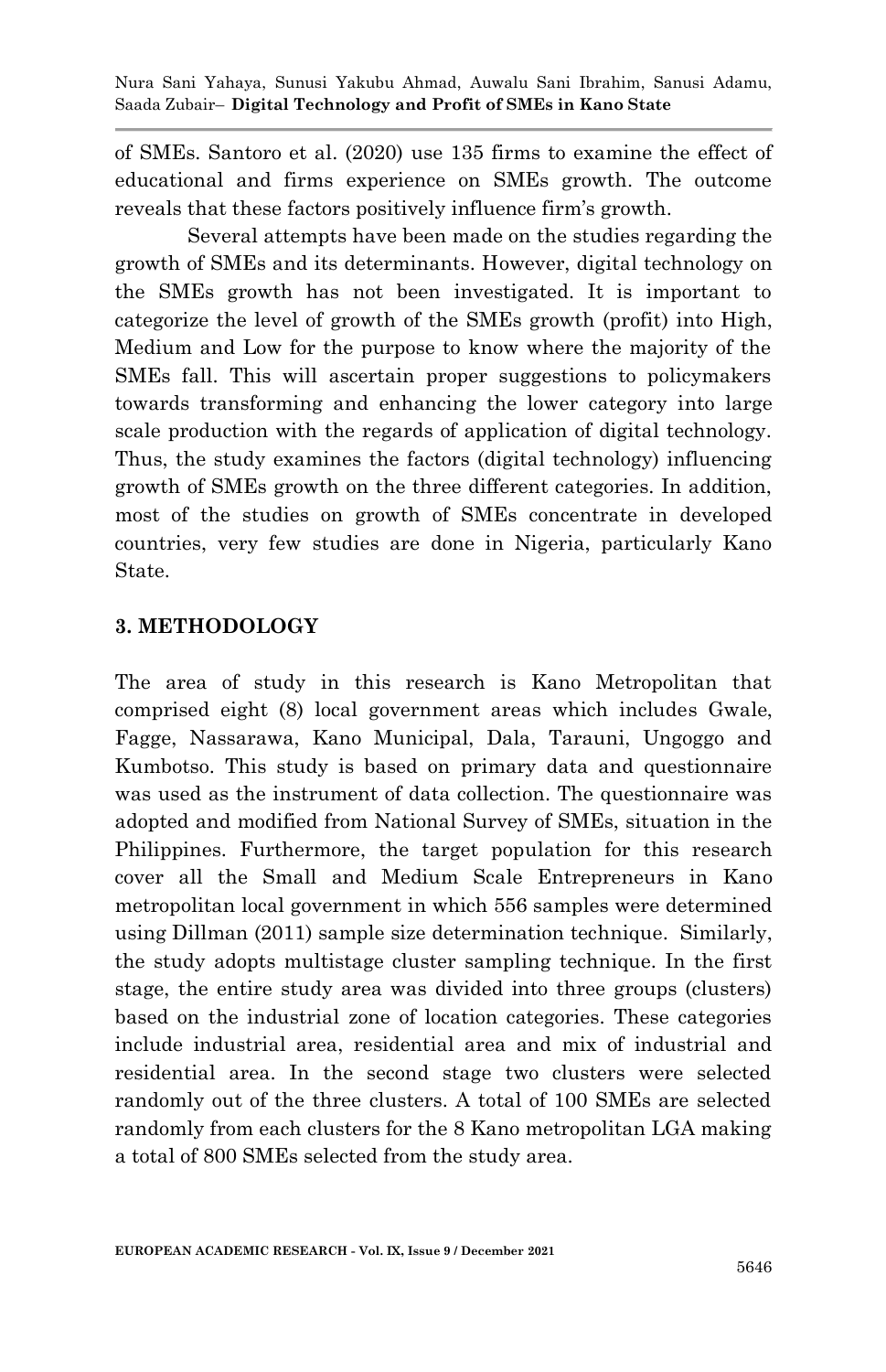of SMEs. Santoro et al. (2020) use 135 firms to examine the effect of educational and firms experience on SMEs growth. The outcome reveals that these factors positively influence firm's growth.

Several attempts have been made on the studies regarding the growth of SMEs and its determinants. However, digital technology on the SMEs growth has not been investigated. It is important to categorize the level of growth of the SMEs growth (profit) into High, Medium and Low for the purpose to know where the majority of the SMEs fall. This will ascertain proper suggestions to policymakers towards transforming and enhancing the lower category into large scale production with the regards of application of digital technology. Thus, the study examines the factors (digital technology) influencing growth of SMEs growth on the three different categories. In addition, most of the studies on growth of SMEs concentrate in developed countries, very few studies are done in Nigeria, particularly Kano State.

## 3. METHODOLOGY

The area of study in this research is Kano Metropolitan that comprised eight (8) local government areas which includes Gwale, Fagge, Nassarawa, Kano Municipal, Dala, Tarauni, Ungoggo and Kumbotso. This study is based on primary data and questionnaire was used as the instrument of data collection. The questionnaire was adopted and modified from National Survey of SMEs, situation in the Philippines. Furthermore, the target population for this research cover all the Small and Medium Scale Entrepreneurs in Kano metropolitan local government in which 556 samples were determined using Dillman (2011) sample size determination technique. Similarly, the study adopts multistage cluster sampling technique. In the first stage, the entire study area was divided into three groups (clusters) based on the industrial zone of location categories. These categories include industrial area, residential area and mix of industrial and residential area. In the second stage two clusters were selected randomly out of the three clusters. A total of 100 SMEs are selected randomly from each clusters for the 8 Kano metropolitan LGA making a total of 800 SMEs selected from the study area.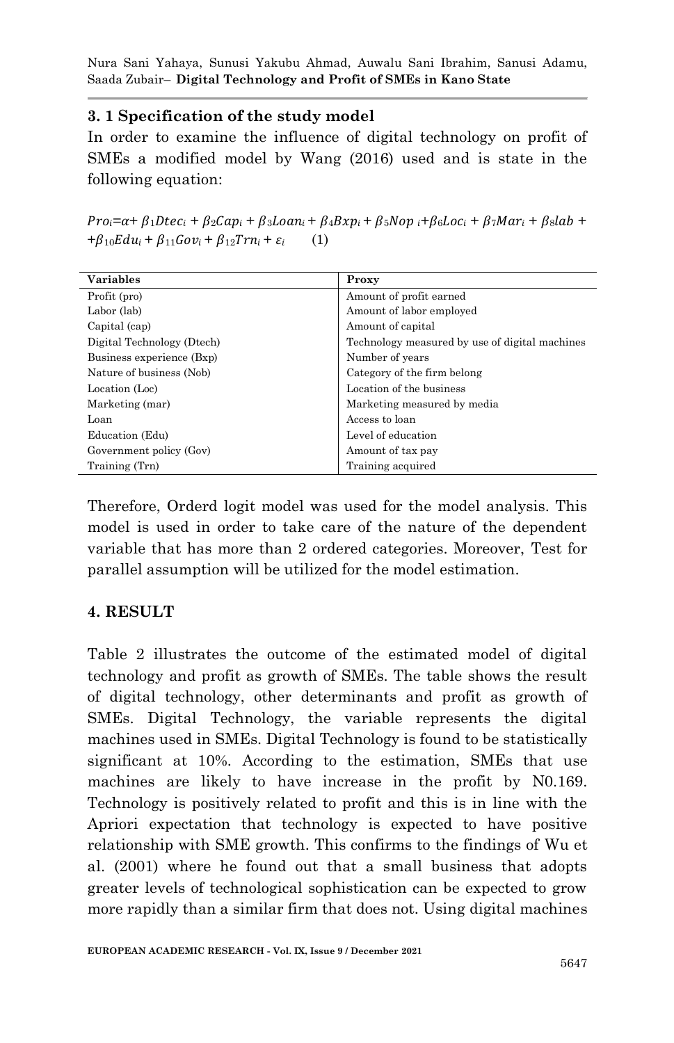### 3. 1 Specification of the study model

In order to examine the influence of digital technology on profit of SMEs a modified model by Wang (2016) used and is state in the following equation:

$$Pro_i = \alpha + \beta_1 Dtec_i + \beta_2 Cap_i + \beta_3 Loan_i + \beta_4 Bxp_i + \beta_5 Nop_i + \beta_6 Loc_i + \beta_7 Mar_i + \beta_8 lab + + \beta_{10} Edu_i + \beta_{11} Gov_i + \beta_{12} Trn_i + \varepsilon_i \qquad (1)$$

| Variables | Proxy |
|---|---|
| Profit (pro) | Amount of profit earned |
| Labor (lab) | Amount of labor employed |
| Capital (cap) | Amount of capital |
| Digital Technology (Dtech) | Technology measured by use of digital machines |
| Business experience (Bxp) | Number of years |
| Nature of business (Nob) | Category of the firm belong |
| Location (Loc) | Location of the business |
| Marketing (mar) | Marketing measured by media |
| Loan | Access to loan |
| Education (Edu) | Level of education |
| Government policy (Gov) | Amount of tax pay |
| Training (Trn) | Training acquired |

Therefore, Orderd logit model was used for the model analysis. This model is used in order to take care of the nature of the dependent variable that has more than 2 ordered categories. Moreover, Test for parallel assumption will be utilized for the model estimation.

## 4. RESULT

Table 2 illustrates the outcome of the estimated model of digital technology and profit as growth of SMEs. The table shows the result of digital technology, other determinants and profit as growth of SMEs. Digital Technology, the variable represents the digital machines used in SMEs. Digital Technology is found to be statistically significant at 10%. According to the estimation, SMEs that use machines are likely to have increase in the profit by N0.169. Technology is positively related to profit and this is in line with the Apriori expectation that technology is expected to have positive relationship with SME growth. This confirms to the findings of Wu et al. (2001) where he found out that a small business that adopts greater levels of technological sophistication can be expected to grow more rapidly than a similar firm that does not. Using digital machines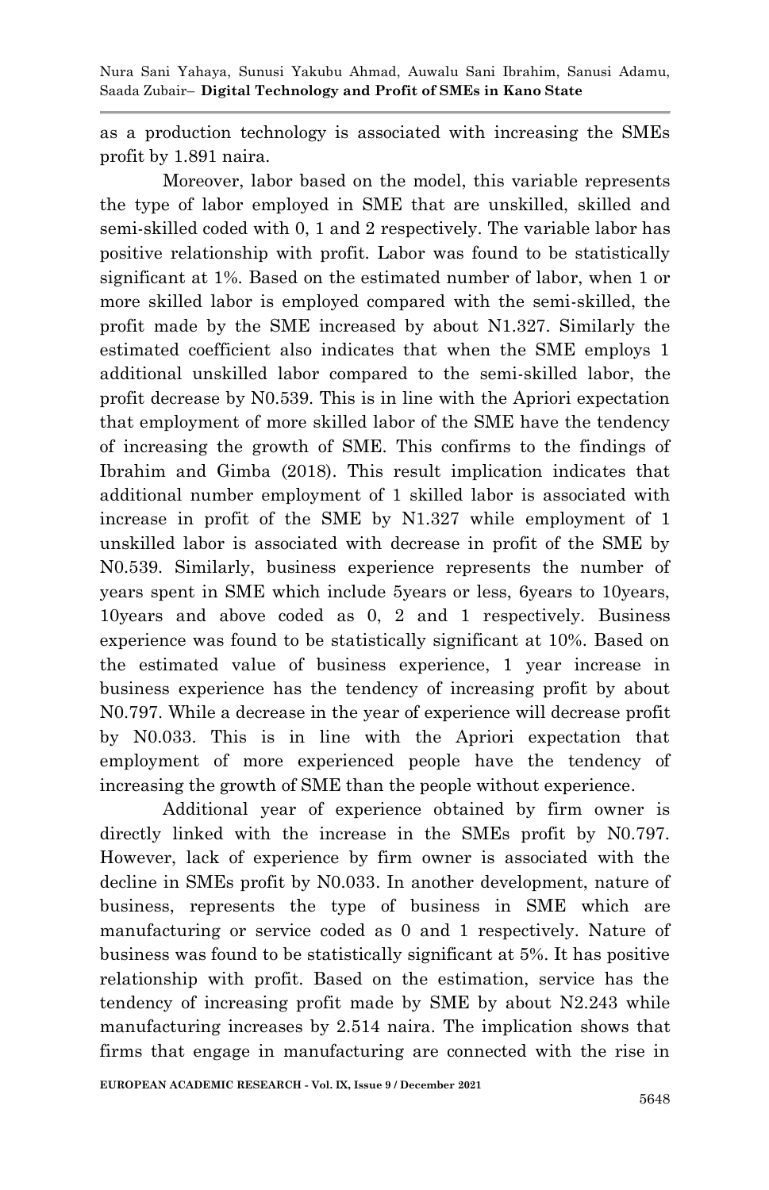as a production technology is associated with increasing the SMEs profit by 1.891 naira.

Moreover, labor based on the model, this variable represents the type of labor employed in SME that are unskilled, skilled and semi-skilled coded with 0, 1 and 2 respectively. The variable labor has positive relationship with profit. Labor was found to be statistically significant at 1%. Based on the estimated number of labor, when 1 or more skilled labor is employed compared with the semi-skilled, the profit made by the SME increased by about N1.327. Similarly the estimated coefficient also indicates that when the SME employs 1 additional unskilled labor compared to the semi-skilled labor, the profit decrease by N0.539. This is in line with the Apriori expectation that employment of more skilled labor of the SME have the tendency of increasing the growth of SME. This confirms to the findings of Ibrahim and Gimba (2018). This result implication indicates that additional number employment of 1 skilled labor is associated with increase in profit of the SME by N1.327 while employment of 1 unskilled labor is associated with decrease in profit of the SME by N0.539. Similarly, business experience represents the number of years spent in SME which include 5years or less, 6years to 10years, 10years and above coded as 0, 2 and 1 respectively. Business experience was found to be statistically significant at 10%. Based on the estimated value of business experience, 1 year increase in business experience has the tendency of increasing profit by about N0.797. While a decrease in the year of experience will decrease profit by N0.033. This is in line with the Apriori expectation that employment of more experienced people have the tendency of increasing the growth of SME than the people without experience.

Additional year of experience obtained by firm owner is directly linked with the increase in the SMEs profit by N0.797. However, lack of experience by firm owner is associated with the decline in SMEs profit by N0.033. In another development, nature of business, represents the type of business in SME which are manufacturing or service coded as 0 and 1 respectively. Nature of business was found to be statistically significant at 5%. It has positive relationship with profit. Based on the estimation, service has the tendency of increasing profit made by SME by about N2.243 while manufacturing increases by 2.514 naira. The implication shows that firms that engage in manufacturing are connected with the rise in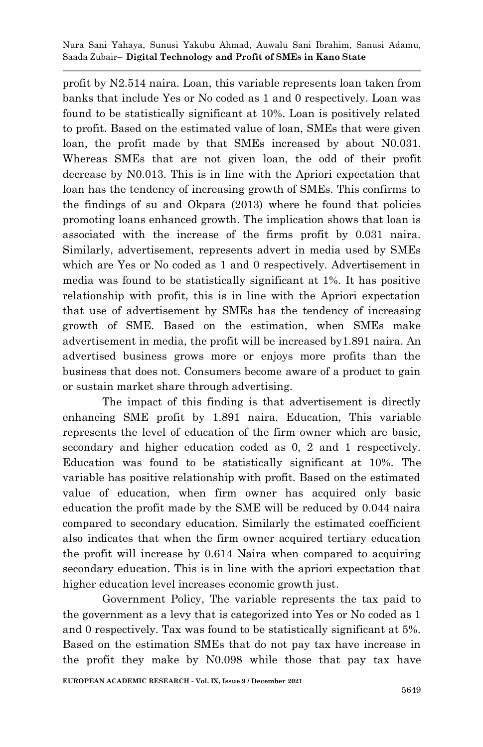profit by N2.514 naira. Loan, this variable represents loan taken from banks that include Yes or No coded as 1 and 0 respectively. Loan was found to be statistically significant at 10%. Loan is positively related to profit. Based on the estimated value of loan, SMEs that were given loan, the profit made by that SMEs increased by about N0.031. Whereas SMEs that are not given loan, the odd of their profit decrease by N0.013. This is in line with the Apriori expectation that loan has the tendency of increasing growth of SMEs. This confirms to the findings of su and Okpara (2013) where he found that policies promoting loans enhanced growth. The implication shows that loan is associated with the increase of the firms profit by 0.031 naira. Similarly, advertisement, represents advert in media used by SMEs which are Yes or No coded as 1 and 0 respectively. Advertisement in media was found to be statistically significant at 1%. It has positive relationship with profit, this is in line with the Apriori expectation that use of advertisement by SMEs has the tendency of increasing growth of SME. Based on the estimation, when SMEs make advertisement in media, the profit will be increased by1.891 naira. An advertised business grows more or enjoys more profits than the business that does not. Consumers become aware of a product to gain or sustain market share through advertising.

The impact of this finding is that advertisement is directly enhancing SME profit by 1.891 naira. Education, This variable represents the level of education of the firm owner which are basic, secondary and higher education coded as 0, 2 and 1 respectively. Education was found to be statistically significant at 10%. The variable has positive relationship with profit. Based on the estimated value of education, when firm owner has acquired only basic education the profit made by the SME will be reduced by 0.044 naira compared to secondary education. Similarly the estimated coefficient also indicates that when the firm owner acquired tertiary education the profit will increase by 0.614 Naira when compared to acquiring secondary education. This is in line with the apriori expectation that higher education level increases economic growth just.

Government Policy, The variable represents the tax paid to the government as a levy that is categorized into Yes or No coded as 1 and 0 respectively. Tax was found to be statistically significant at 5%. Based on the estimation SMEs that do not pay tax have increase in the profit they make by N0.098 while those that pay tax have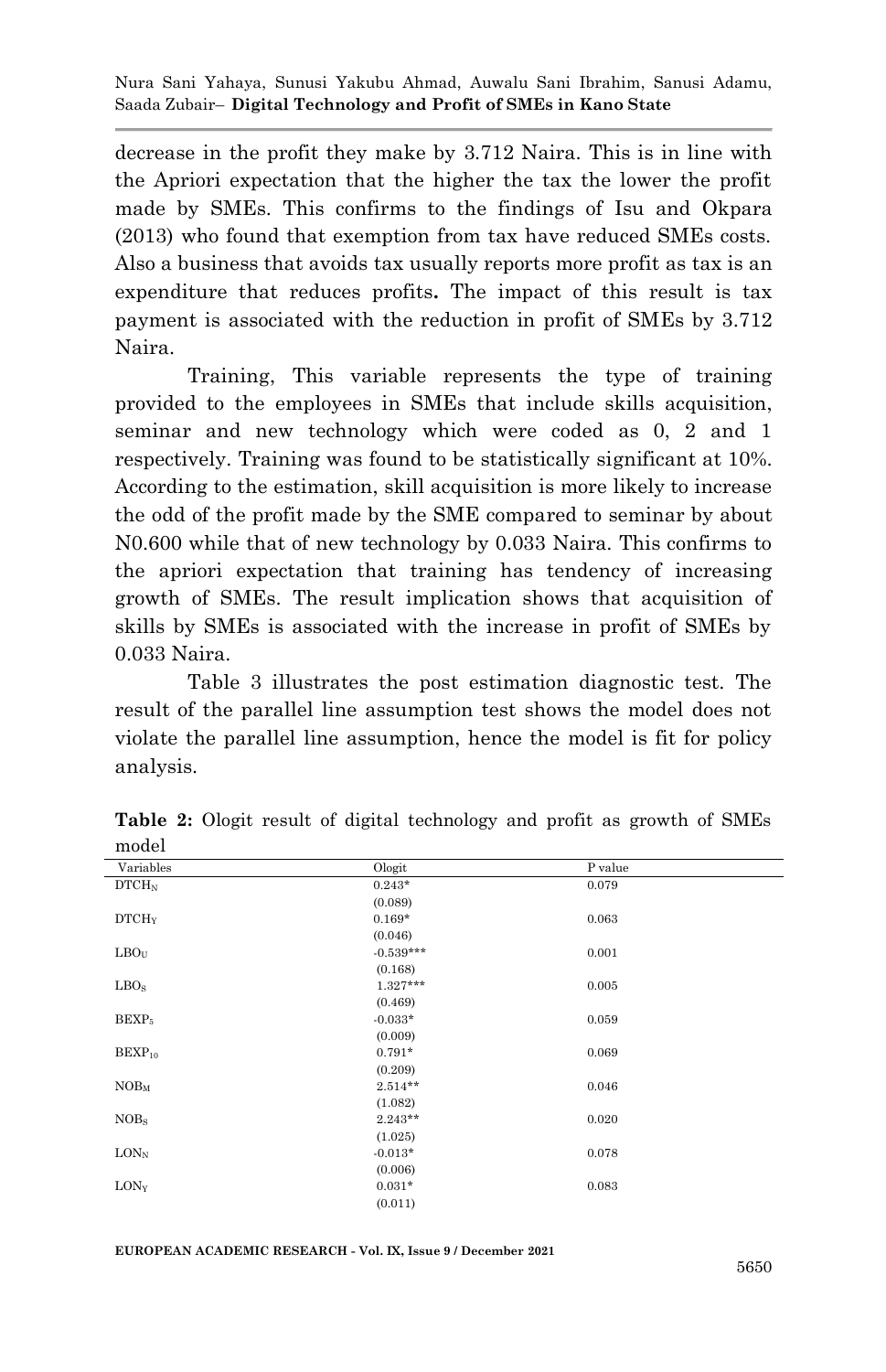decrease in the profit they make by 3.712 Naira. This is in line with the Apriori expectation that the higher the tax the lower the profit made by SMEs. This confirms to the findings of Isu and Okpara (2013) who found that exemption from tax have reduced SMEs costs. Also a business that avoids tax usually reports more profit as tax is an expenditure that reduces profits**.** The impact of this result is tax payment is associated with the reduction in profit of SMEs by 3.712 Naira.

Training, This variable represents the type of training provided to the employees in SMEs that include skills acquisition, seminar and new technology which were coded as 0, 2 and 1 respectively. Training was found to be statistically significant at 10%. According to the estimation, skill acquisition is more likely to increase the odd of the profit made by the SME compared to seminar by about N0.600 while that of new technology by 0.033 Naira. This confirms to the apriori expectation that training has tendency of increasing growth of SMEs. The result implication shows that acquisition of skills by SMEs is associated with the increase in profit of SMEs by 0.033 Naira.

Table 3 illustrates the post estimation diagnostic test. The result of the parallel line assumption test shows the model does not violate the parallel line assumption, hence the model is fit for policy analysis.

**Table 2:** Ologit result of digital technology and profit as growth of SMEs model

| Variables | Ologit | P value |
|---|---|---|
| $DTCH_N$ | 0.243* (0.089) | 0.079 |
| $DTCH_Y$ | 0.169* (0.046) | 0.063 |
| $LBO_U$ | -0.539*** (0.168) | 0.001 |
| $LBO_S$ | 1.327*** (0.469) | 0.005 |
| $BEXP_5$ | -0.033* (0.009) | 0.059 |
| $BEXP_{10}$ | 0.791* (0.209) | 0.069 |
| $NOB_M$ | 2.514** (1.082) | 0.046 |
| $NOB_S$ | 2.243** (1.025) | 0.020 |
| $LON_N$ | -0.013* (0.006) | 0.078 |
| $LON_Y$ | 0.031* (0.011) | 0.083 |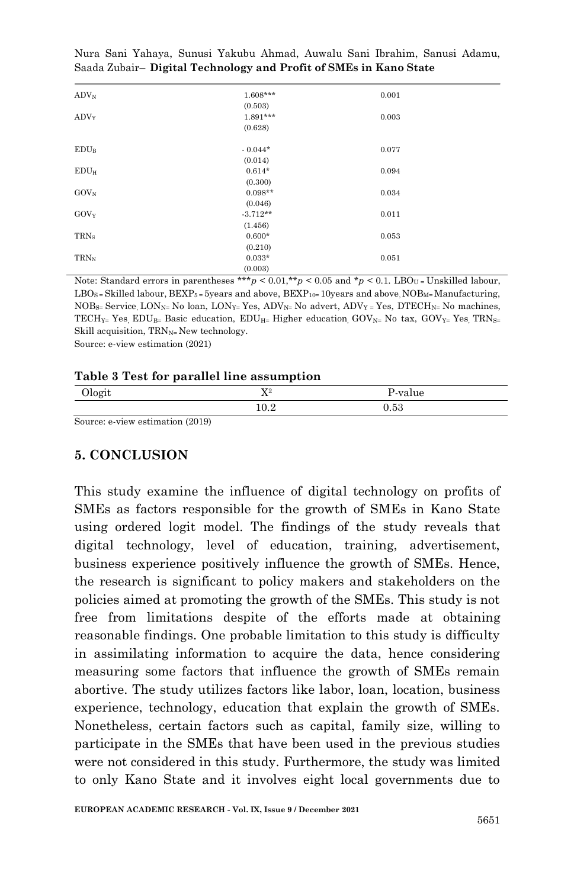| | | |
|---|---|---|
| $ADV_N$ | 1.608*** (0.503) | 0.001 |
| $ADV_Y$ | 1.891*** (0.628) | 0.003 |
| $EDU_B$ | - 0.044* (0.014) | 0.077 |
| $EDU_H$ | 0.614* (0.300) | 0.094 |
| $GOV_N$ | 0.098** (0.046) | 0.034 |
| $GOV_Y$ | -3.712** (1.456) | 0.011 |
| $TRN_S$ | 0.600* (0.210) | 0.053 |
| $TRN_N$ | 0.033* (0.003) | 0.051 |

Note: Standard errors in parentheses ***$p < 0.01$,**$p < 0.05$ and *$p < 0.1$. $LBO_U$ = Unskilled labour, $LBO_S$ = Skilled labour, $BEXP_5$ = 5years and above, $BEXP_{10}$= 10years and above, $NOB_M$= Manufacturing, $NOB_S$= Service, $LON_N$= No loan, $LON_Y$= Yes, $ADV_N$= No advert, $ADV_Y$ = Yes, $DTECH_N$= No machines, $TECH_Y$= Yes, $EDU_B$= Basic education, $EDU_H$= Higher education, $GOV_N$= No tax, $GOV_Y$= Yes, $TRN_S$= Skill acquisition, $TRN_N$= New technology.

Source: e-view estimation (2021)

**Table 3 Test for parallel line assumption**

| Ologit | $X^2$ | P-value |
|---|---|---|
| | 10.2 | 0.53 |

Source: e-view estimation (2019)

## 5. CONCLUSION

This study examine the influence of digital technology on profits of SMEs as factors responsible for the growth of SMEs in Kano State using ordered logit model. The findings of the study reveals that digital technology, level of education, training, advertisement, business experience positively influence the growth of SMEs. Hence, the research is significant to policy makers and stakeholders on the policies aimed at promoting the growth of the SMEs. This study is not free from limitations despite of the efforts made at obtaining reasonable findings. One probable limitation to this study is difficulty in assimilating information to acquire the data, hence considering measuring some factors that influence the growth of SMEs remain abortive. The study utilizes factors like labor, loan, location, business experience, technology, education that explain the growth of SMEs. Nonetheless, certain factors such as capital, family size, willing to participate in the SMEs that have been used in the previous studies were not considered in this study. Furthermore, the study was limited to only Kano State and it involves eight local governments due to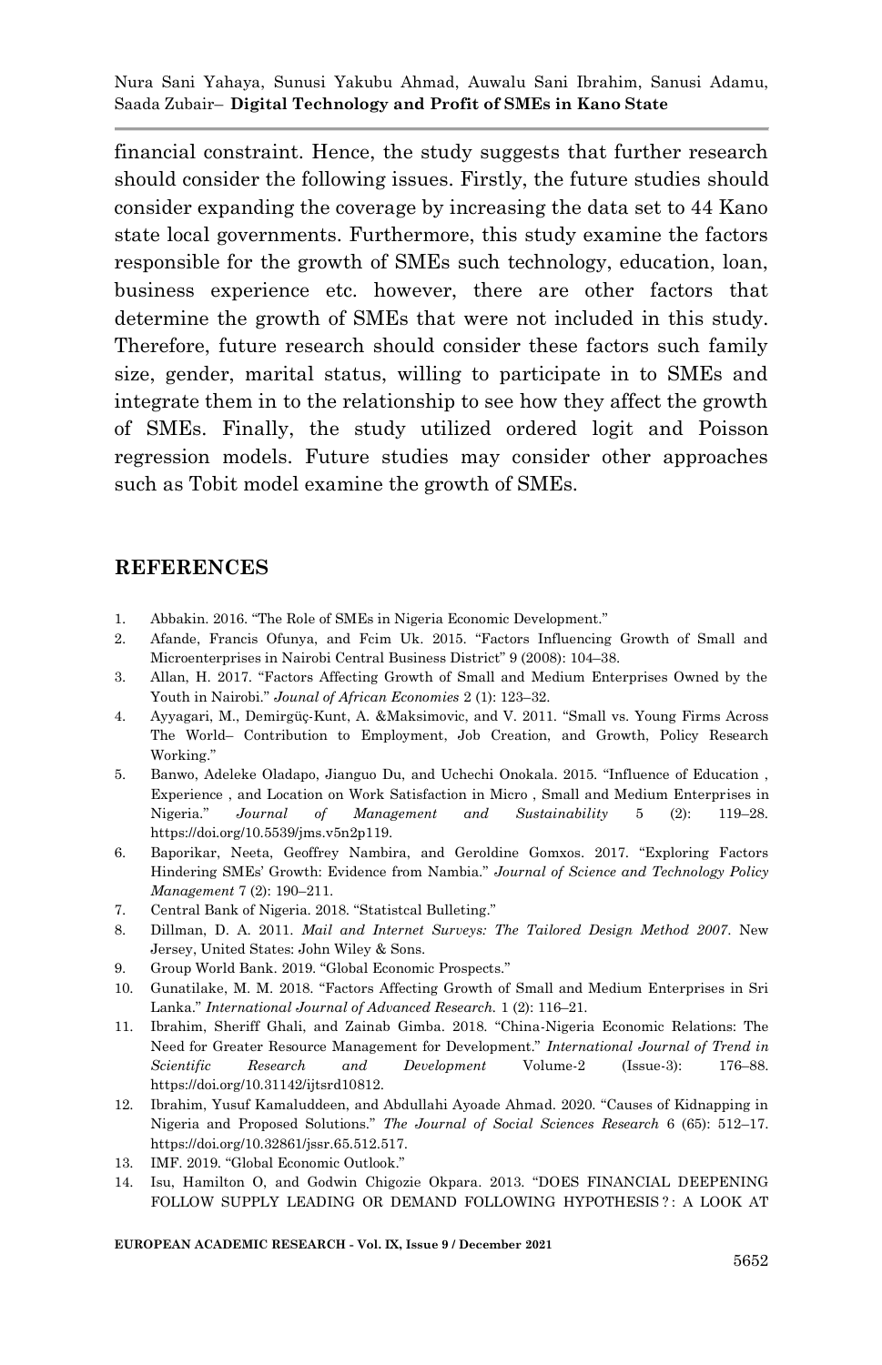financial constraint. Hence, the study suggests that further research should consider the following issues. Firstly, the future studies should consider expanding the coverage by increasing the data set to 44 Kano state local governments. Furthermore, this study examine the factors responsible for the growth of SMEs such technology, education, loan, business experience etc. however, there are other factors that determine the growth of SMEs that were not included in this study. Therefore, future research should consider these factors such family size, gender, marital status, willing to participate in to SMEs and integrate them in to the relationship to see how they affect the growth of SMEs. Finally, the study utilized ordered logit and Poisson regression models. Future studies may consider other approaches such as Tobit model examine the growth of SMEs.

## REFERENCES

1. Abbakin. 2016. "The Role of SMEs in Nigeria Economic Development."
2. Afande, Francis Ofunya, and Fcim Uk. 2015. "Factors Influencing Growth of Small and Microenterprises in Nairobi Central Business District" 9 (2008): 104–38.
3. Allan, H. 2017. "Factors Affecting Growth of Small and Medium Enterprises Owned by the Youth in Nairobi." *Jounal of African Economies* 2 (1): 123–32.
4. Ayyagari, M., Demirgüç-Kunt, A. &Maksimovic, and V. 2011. "Small vs. Young Firms Across The World– Contribution to Employment, Job Creation, and Growth, Policy Research Working."
5. Banwo, Adeleke Oladapo, Jianguo Du, and Uchechi Onokala. 2015. "Influence of Education , Experience , and Location on Work Satisfaction in Micro , Small and Medium Enterprises in Nigeria." *Journal of Management and Sustainability* 5 (2): 119–28. https://doi.org/10.5539/jms.v5n2p119.
6. Baporikar, Neeta, Geoffrey Nambira, and Geroldine Gomxos. 2017. "Exploring Factors Hindering SMEs' Growth: Evidence from Nambia." *Journal of Science and Technology Policy Management* 7 (2): 190–211.
7. Central Bank of Nigeria. 2018. "Statistcal Bulleting."
8. Dillman, D. A. 2011. *Mail and Internet Surveys: The Tailored Design Method 2007*. New Jersey, United States: John Wiley & Sons.
9. Group World Bank. 2019. "Global Economic Prospects."
10. Gunatilake, M. M. 2018. "Factors Affecting Growth of Small and Medium Enterprises in Sri Lanka." *International Journal of Advanced Research.* 1 (2): 116–21.
11. Ibrahim, Sheriff Ghali, and Zainab Gimba. 2018. "China-Nigeria Economic Relations: The Need for Greater Resource Management for Development." *International Journal of Trend in Scientific Research and Development* Volume-2 (Issue-3): 176–88. https://doi.org/10.31142/ijtsrd10812.
12. Ibrahim, Yusuf Kamaluddeen, and Abdullahi Ayoade Ahmad. 2020. "Causes of Kidnapping in Nigeria and Proposed Solutions." *The Journal of Social Sciences Research* 6 (65): 512–17. https://doi.org/10.32861/jssr.65.512.517.
13. IMF. 2019. "Global Economic Outlook."
14. Isu, Hamilton O, and Godwin Chigozie Okpara. 2013. "DOES FINANCIAL DEEPENING FOLLOW SUPPLY LEADING OR DEMAND FOLLOWING HYPOTHESIS ? : A LOOK AT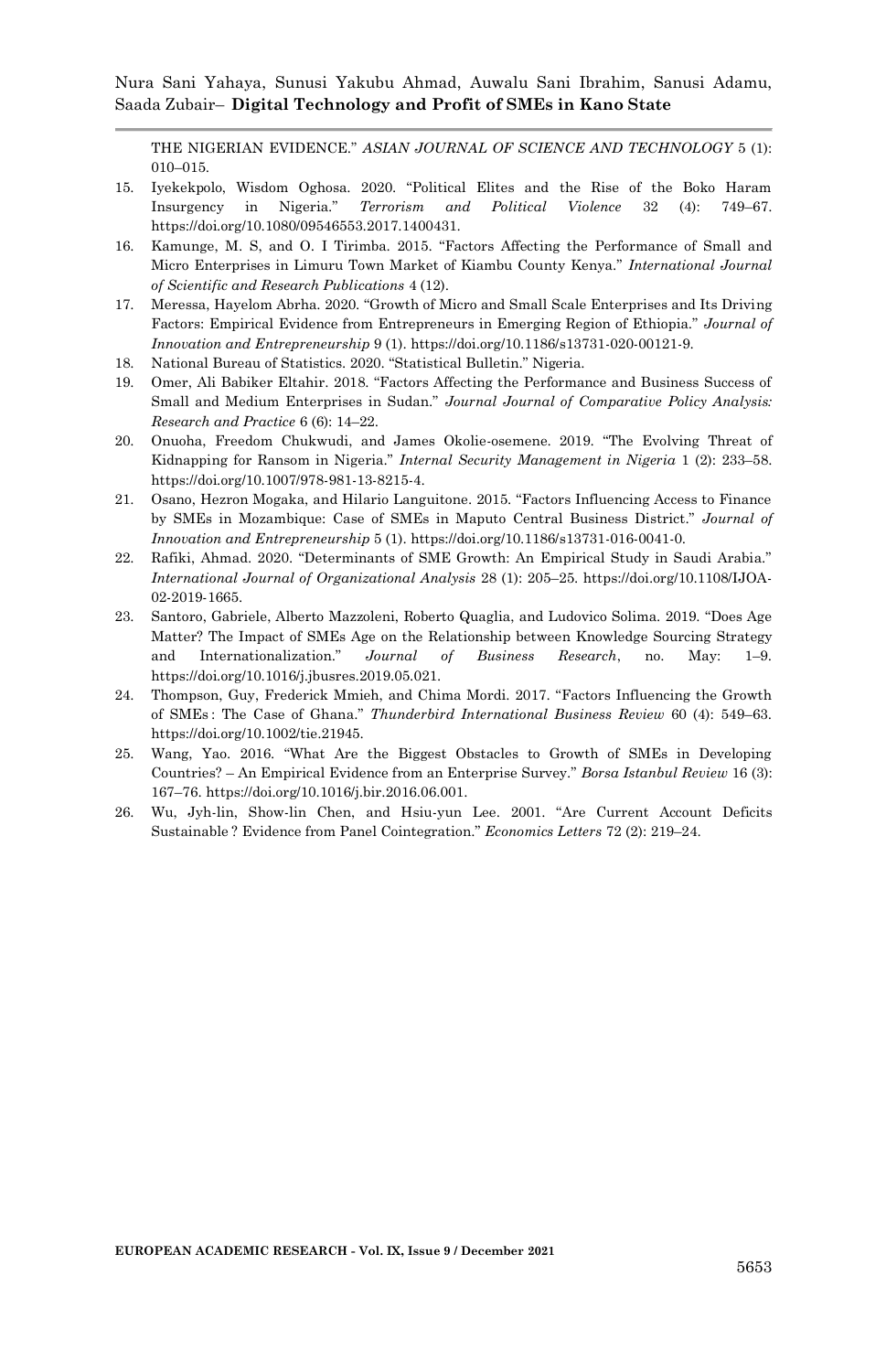THE NIGERIAN EVIDENCE." *ASIAN JOURNAL OF SCIENCE AND TECHNOLOGY* 5 (1): 010–015.

15. Iyekekpolo, Wisdom Oghosa. 2020. "Political Elites and the Rise of the Boko Haram Insurgency in Nigeria." *Terrorism and Political Violence* 32 (4): 749–67. https://doi.org/10.1080/09546553.2017.1400431.
16. Kamunge, M. S, and O. I Tirimba. 2015. "Factors Affecting the Performance of Small and Micro Enterprises in Limuru Town Market of Kiambu County Kenya." *International Journal of Scientific and Research Publications* 4 (12).
17. Meressa, Hayelom Abrha. 2020. "Growth of Micro and Small Scale Enterprises and Its Driving Factors: Empirical Evidence from Entrepreneurs in Emerging Region of Ethiopia." *Journal of Innovation and Entrepreneurship* 9 (1). https://doi.org/10.1186/s13731-020-00121-9.
18. National Bureau of Statistics. 2020. "Statistical Bulletin." Nigeria.
19. Omer, Ali Babiker Eltahir. 2018. "Factors Affecting the Performance and Business Success of Small and Medium Enterprises in Sudan." *Journal Journal of Comparative Policy Analysis: Research and Practice* 6 (6): 14–22.
20. Onuoha, Freedom Chukwudi, and James Okolie-osemene. 2019. "The Evolving Threat of Kidnapping for Ransom in Nigeria." *Internal Security Management in Nigeria* 1 (2): 233–58. https://doi.org/10.1007/978-981-13-8215-4.
21. Osano, Hezron Mogaka, and Hilario Languitone. 2015. "Factors Influencing Access to Finance by SMEs in Mozambique: Case of SMEs in Maputo Central Business District." *Journal of Innovation and Entrepreneurship* 5 (1). https://doi.org/10.1186/s13731-016-0041-0.
22. Rafiki, Ahmad. 2020. "Determinants of SME Growth: An Empirical Study in Saudi Arabia." *International Journal of Organizational Analysis* 28 (1): 205–25. https://doi.org/10.1108/IJOA-02-2019-1665.
23. Santoro, Gabriele, Alberto Mazzoleni, Roberto Quaglia, and Ludovico Solima. 2019. "Does Age Matter? The Impact of SMEs Age on the Relationship between Knowledge Sourcing Strategy and Internationalization." *Journal of Business Research*, no. May: 1–9. https://doi.org/10.1016/j.jbusres.2019.05.021.
24. Thompson, Guy, Frederick Mmieh, and Chima Mordi. 2017. "Factors Influencing the Growth of SMEs : The Case of Ghana." *Thunderbird International Business Review* 60 (4): 549–63. https://doi.org/10.1002/tie.21945.
25. Wang, Yao. 2016. "What Are the Biggest Obstacles to Growth of SMEs in Developing Countries? – An Empirical Evidence from an Enterprise Survey." *Borsa Istanbul Review* 16 (3): 167–76. https://doi.org/10.1016/j.bir.2016.06.001.
26. Wu, Jyh-lin, Show-lin Chen, and Hsiu-yun Lee. 2001. "Are Current Account Deficits Sustainable ? Evidence from Panel Cointegration." *Economics Letters* 72 (2): 219–24.